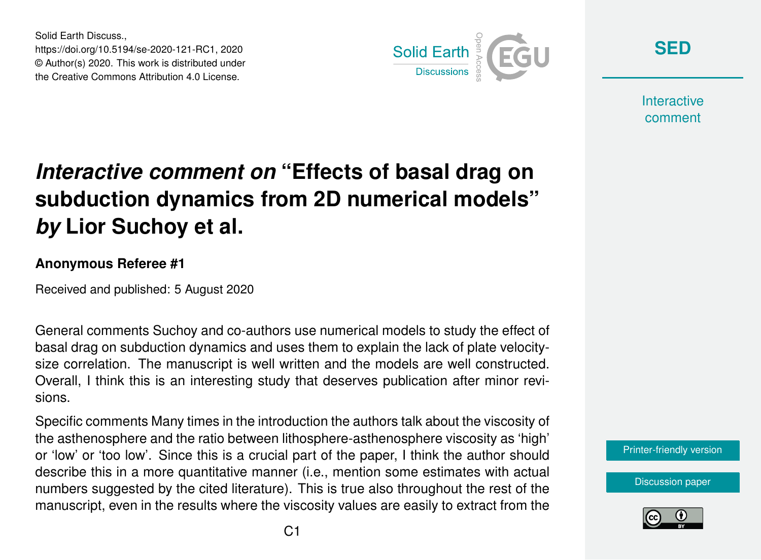Solid Earth Discuss.,
https://doi.org/10.5194/se-2020-121-RC1, 2020
© Author(s) 2020. This work is distributed under
the Creative Commons Attribution 4.0 License.

# *Interactive comment on* "Effects of basal drag on subduction dynamics from 2D numerical models" *by* Lior Suchoy et al.

**Anonymous Referee #1**

Received and published: 5 August 2020

General comments Suchoy and co-authors use numerical models to study the effect of basal drag on subduction dynamics and uses them to explain the lack of plate velocity-size correlation. The manuscript is well written and the models are well constructed. Overall, I think this is an interesting study that deserves publication after minor revisions.

Specific comments Many times in the introduction the authors talk about the viscosity of the asthenosphere and the ratio between lithosphere-asthenosphere viscosity as 'high' or 'low' or 'too low'. Since this is a crucial part of the paper, I think the author should describe this in a more quantitative manner (i.e., mention some estimates with actual numbers suggested by the cited literature). This is true also throughout the rest of the manuscript, even in the results where the viscosity values are easily to extract from the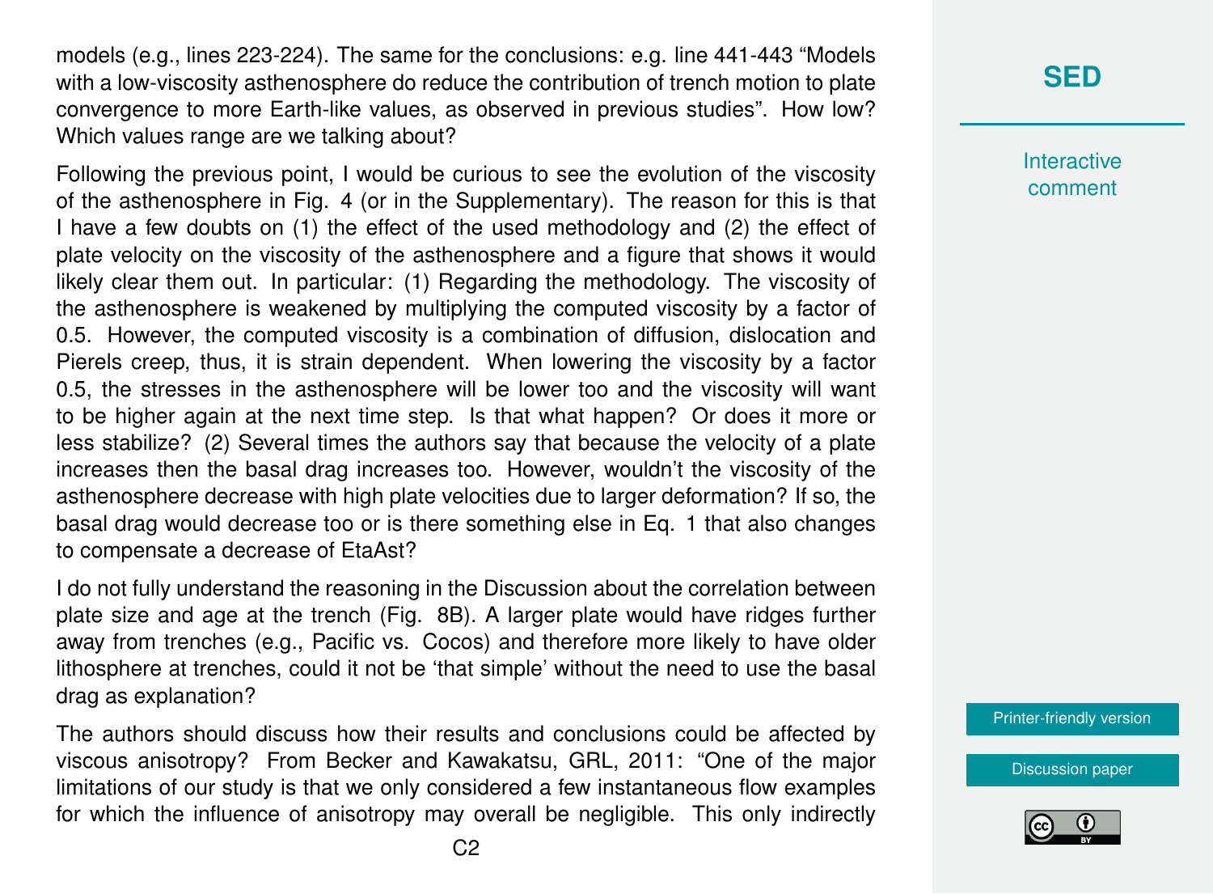models (e.g., lines 223-224). The same for the conclusions: e.g. line 441-443 "Models with a low-viscosity asthenosphere do reduce the contribution of trench motion to plate convergence to more Earth-like values, as observed in previous studies". How low? Which values range are we talking about?

Following the previous point, I would be curious to see the evolution of the viscosity of the asthenosphere in Fig. 4 (or in the Supplementary). The reason for this is that I have a few doubts on (1) the effect of the used methodology and (2) the effect of plate velocity on the viscosity of the asthenosphere and a figure that shows it would likely clear them out. In particular: (1) Regarding the methodology. The viscosity of the asthenosphere is weakened by multiplying the computed viscosity by a factor of 0.5. However, the computed viscosity is a combination of diffusion, dislocation and Pierels creep, thus, it is strain dependent. When lowering the viscosity by a factor 0.5, the stresses in the asthenosphere will be lower too and the viscosity will want to be higher again at the next time step. Is that what happen? Or does it more or less stabilize? (2) Several times the authors say that because the velocity of a plate increases then the basal drag increases too. However, wouldn't the viscosity of the asthenosphere decrease with high plate velocities due to larger deformation? If so, the basal drag would decrease too or is there something else in Eq. 1 that also changes to compensate a decrease of EtaAst?

I do not fully understand the reasoning in the Discussion about the correlation between plate size and age at the trench (Fig. 8B). A larger plate would have ridges further away from trenches (e.g., Pacific vs. Cocos) and therefore more likely to have older lithosphere at trenches, could it not be 'that simple' without the need to use the basal drag as explanation?

The authors should discuss how their results and conclusions could be affected by viscous anisotropy? From Becker and Kawakatsu, GRL, 2011: "One of the major limitations of our study is that we only considered a few instantaneous flow examples for which the influence of anisotropy may overall be negligible. This only indirectly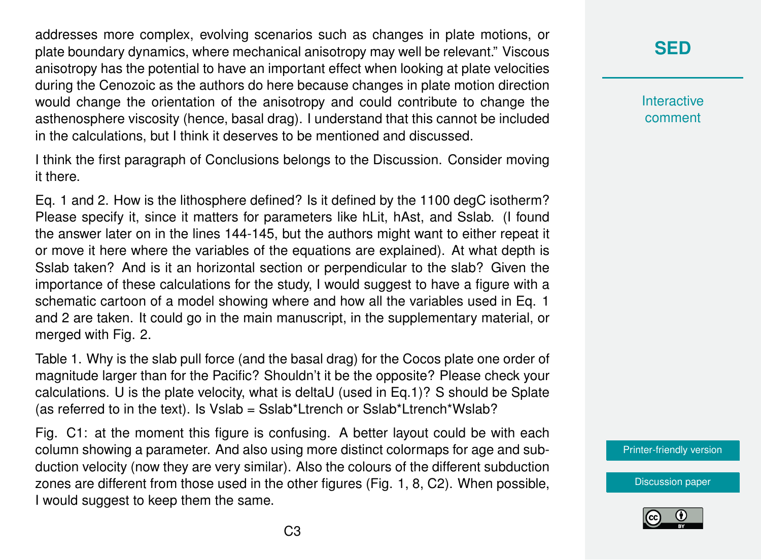addresses more complex, evolving scenarios such as changes in plate motions, or plate boundary dynamics, where mechanical anisotropy may well be relevant." Viscous anisotropy has the potential to have an important effect when looking at plate velocities during the Cenozoic as the authors do here because changes in plate motion direction would change the orientation of the anisotropy and could contribute to change the asthenosphere viscosity (hence, basal drag). I understand that this cannot be included in the calculations, but I think it deserves to be mentioned and discussed.

I think the first paragraph of Conclusions belongs to the Discussion. Consider moving it there.

Eq. 1 and 2. How is the lithosphere defined? Is it defined by the 1100 degC isotherm? Please specify it, since it matters for parameters like hLit, hAst, and Sslab. (I found the answer later on in the lines 144-145, but the authors might want to either repeat it or move it here where the variables of the equations are explained). At what depth is Sslab taken? And is it an horizontal section or perpendicular to the slab? Given the importance of these calculations for the study, I would suggest to have a figure with a schematic cartoon of a model showing where and how all the variables used in Eq. 1 and 2 are taken. It could go in the main manuscript, in the supplementary material, or merged with Fig. 2.

Table 1. Why is the slab pull force (and the basal drag) for the Cocos plate one order of magnitude larger than for the Pacific? Shouldn't it be the opposite? Please check your calculations. U is the plate velocity, what is deltaU (used in Eq.1)? S should be Splate (as referred to in the text). Is Vslab = Sslab*Ltrench or Sslab*Ltrench*Wslab?

Fig. C1: at the moment this figure is confusing. A better layout could be with each column showing a parameter. And also using more distinct colormaps for age and subduction velocity (now they are very similar). Also the colours of the different subduction zones are different from those used in the other figures (Fig. 1, 8, C2). When possible, I would suggest to keep them the same.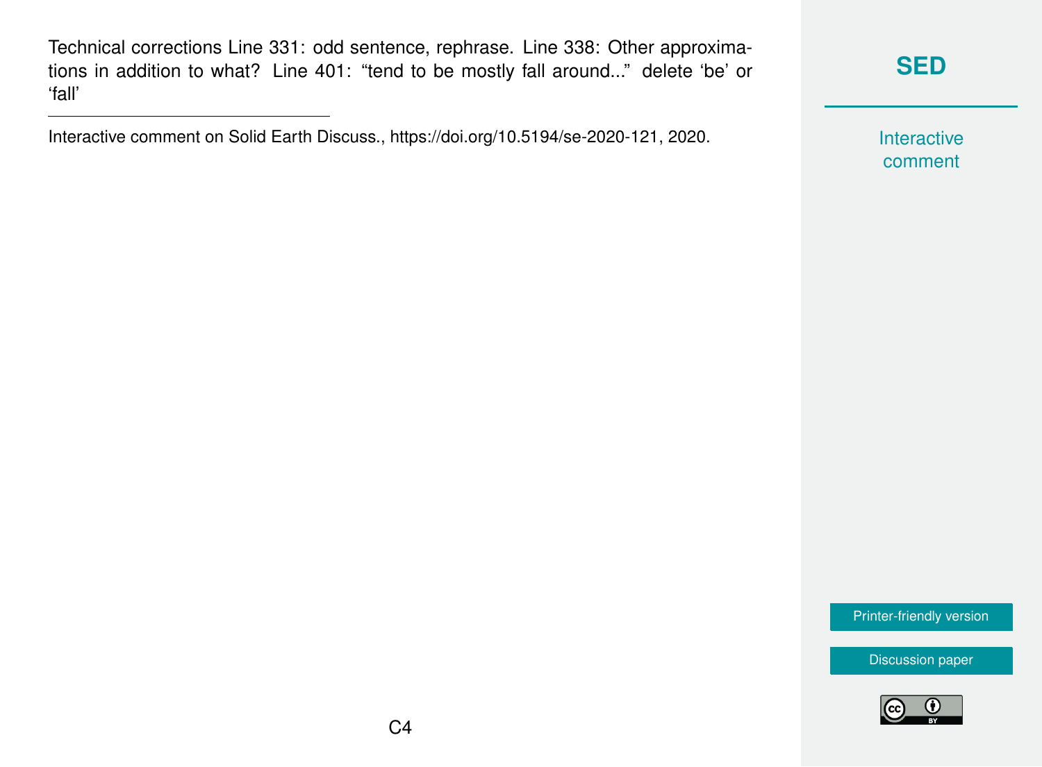Technical corrections Line 331: odd sentence, rephrase. Line 338: Other approximations in addition to what? Line 401: "tend to be mostly fall around..." delete 'be' or 'fall'

---

Interactive comment on Solid Earth Discuss., https://doi.org/10.5194/se-2020-121, 2020.